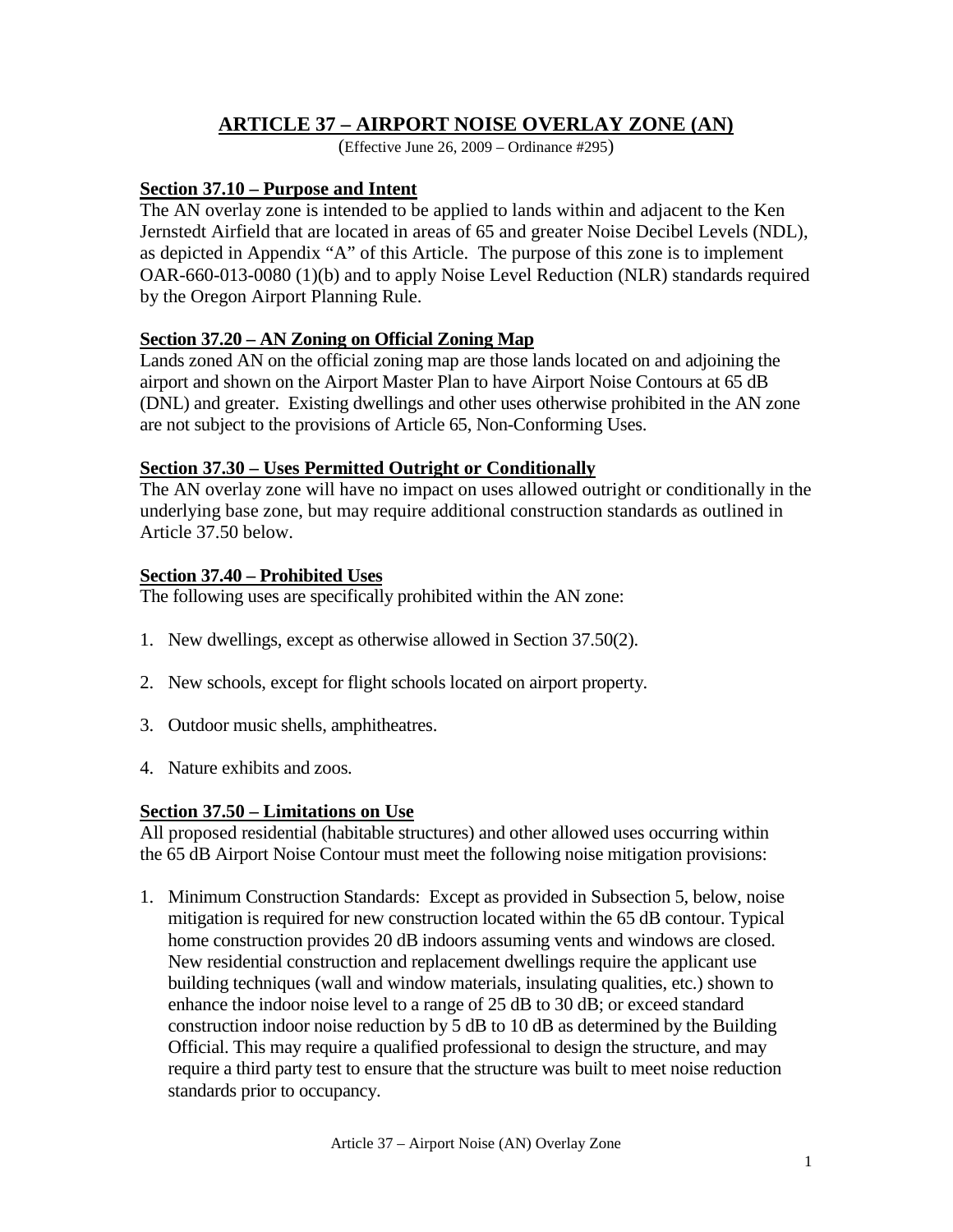# ARTICLE 37 – AIRPORT NOISE OVERLAY ZONE (AN)

(Effective June 26, 2009 – Ordinance #295)

## Section 37.10 – Purpose and Intent

The AN overlay zone is intended to be applied to lands within and adjacent to the Ken Jernstedt Airfield that are located in areas of 65 and greater Noise Decibel Levels (NDL), as depicted in Appendix "A" of this Article. The purpose of this zone is to implement OAR-660-013-0080 (1)(b) and to apply Noise Level Reduction (NLR) standards required by the Oregon Airport Planning Rule.

## Section 37.20 – AN Zoning on Official Zoning Map

Lands zoned AN on the official zoning map are those lands located on and adjoining the airport and shown on the Airport Master Plan to have Airport Noise Contours at 65 dB (DNL) and greater. Existing dwellings and other uses otherwise prohibited in the AN zone are not subject to the provisions of Article 65, Non-Conforming Uses.

## Section 37.30 – Uses Permitted Outright or Conditionally

The AN overlay zone will have no impact on uses allowed outright or conditionally in the underlying base zone, but may require additional construction standards as outlined in Article 37.50 below.

## Section 37.40 – Prohibited Uses

The following uses are specifically prohibited within the AN zone:

1. New dwellings, except as otherwise allowed in Section 37.50(2).

2. New schools, except for flight schools located on airport property.

3. Outdoor music shells, amphitheatres.

4. Nature exhibits and zoos.

## Section 37.50 – Limitations on Use

All proposed residential (habitable structures) and other allowed uses occurring within the 65 dB Airport Noise Contour must meet the following noise mitigation provisions:

1. Minimum Construction Standards: Except as provided in Subsection 5, below, noise mitigation is required for new construction located within the 65 dB contour. Typical home construction provides 20 dB indoors assuming vents and windows are closed. New residential construction and replacement dwellings require the applicant use building techniques (wall and window materials, insulating qualities, etc.) shown to enhance the indoor noise level to a range of 25 dB to 30 dB; or exceed standard construction indoor noise reduction by 5 dB to 10 dB as determined by the Building Official. This may require a qualified professional to design the structure, and may require a third party test to ensure that the structure was built to meet noise reduction standards prior to occupancy.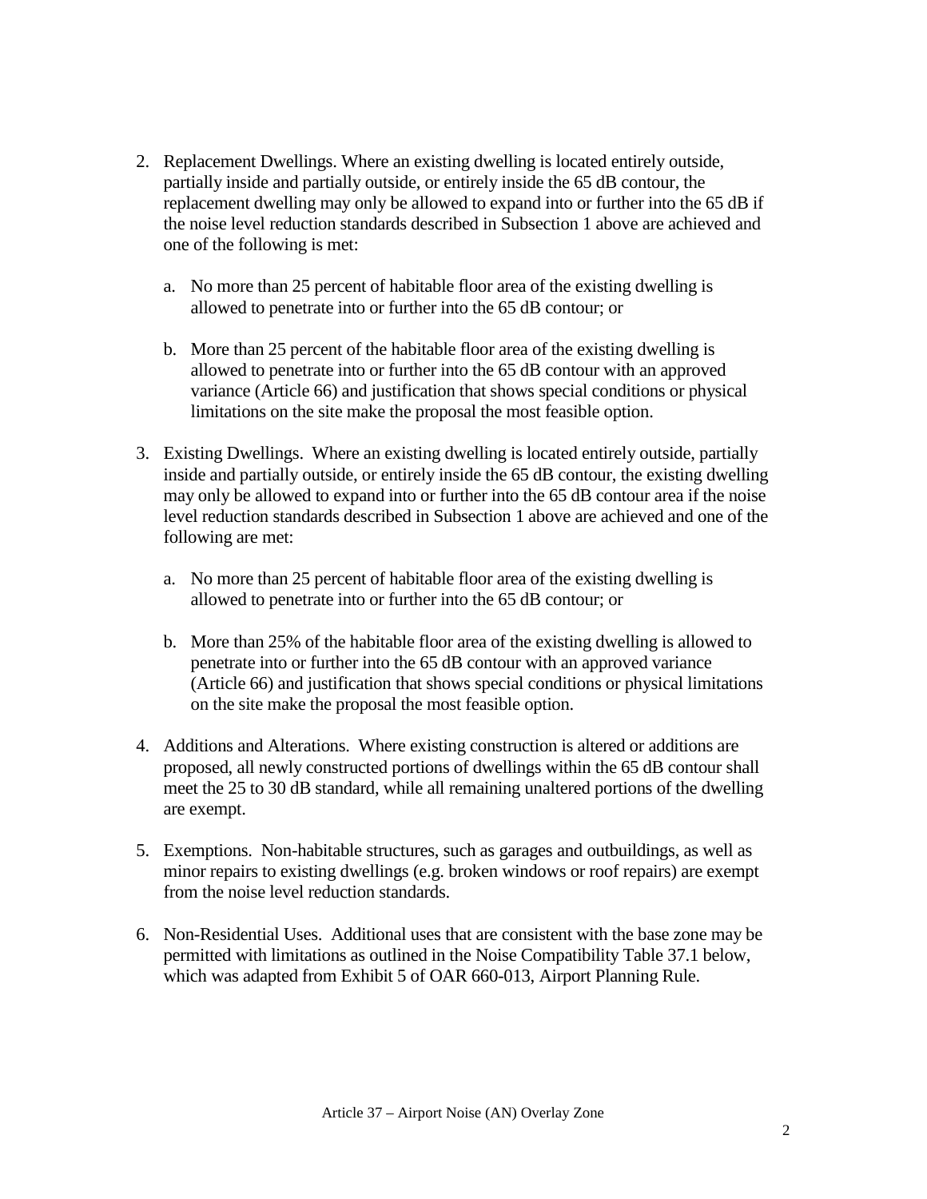2. Replacement Dwellings. Where an existing dwelling is located entirely outside, partially inside and partially outside, or entirely inside the 65 dB contour, the replacement dwelling may only be allowed to expand into or further into the 65 dB if the noise level reduction standards described in Subsection 1 above are achieved and one of the following is met:

   a. No more than 25 percent of habitable floor area of the existing dwelling is allowed to penetrate into or further into the 65 dB contour; or

   b. More than 25 percent of the habitable floor area of the existing dwelling is allowed to penetrate into or further into the 65 dB contour with an approved variance (Article 66) and justification that shows special conditions or physical limitations on the site make the proposal the most feasible option.

3. Existing Dwellings. Where an existing dwelling is located entirely outside, partially inside and partially outside, or entirely inside the 65 dB contour, the existing dwelling may only be allowed to expand into or further into the 65 dB contour area if the noise level reduction standards described in Subsection 1 above are achieved and one of the following are met:

   a. No more than 25 percent of habitable floor area of the existing dwelling is allowed to penetrate into or further into the 65 dB contour; or

   b. More than 25% of the habitable floor area of the existing dwelling is allowed to penetrate into or further into the 65 dB contour with an approved variance (Article 66) and justification that shows special conditions or physical limitations on the site make the proposal the most feasible option.

4. Additions and Alterations. Where existing construction is altered or additions are proposed, all newly constructed portions of dwellings within the 65 dB contour shall meet the 25 to 30 dB standard, while all remaining unaltered portions of the dwelling are exempt.

5. Exemptions. Non-habitable structures, such as garages and outbuildings, as well as minor repairs to existing dwellings (e.g. broken windows or roof repairs) are exempt from the noise level reduction standards.

6. Non-Residential Uses. Additional uses that are consistent with the base zone may be permitted with limitations as outlined in the Noise Compatibility Table 37.1 below, which was adapted from Exhibit 5 of OAR 660-013, Airport Planning Rule.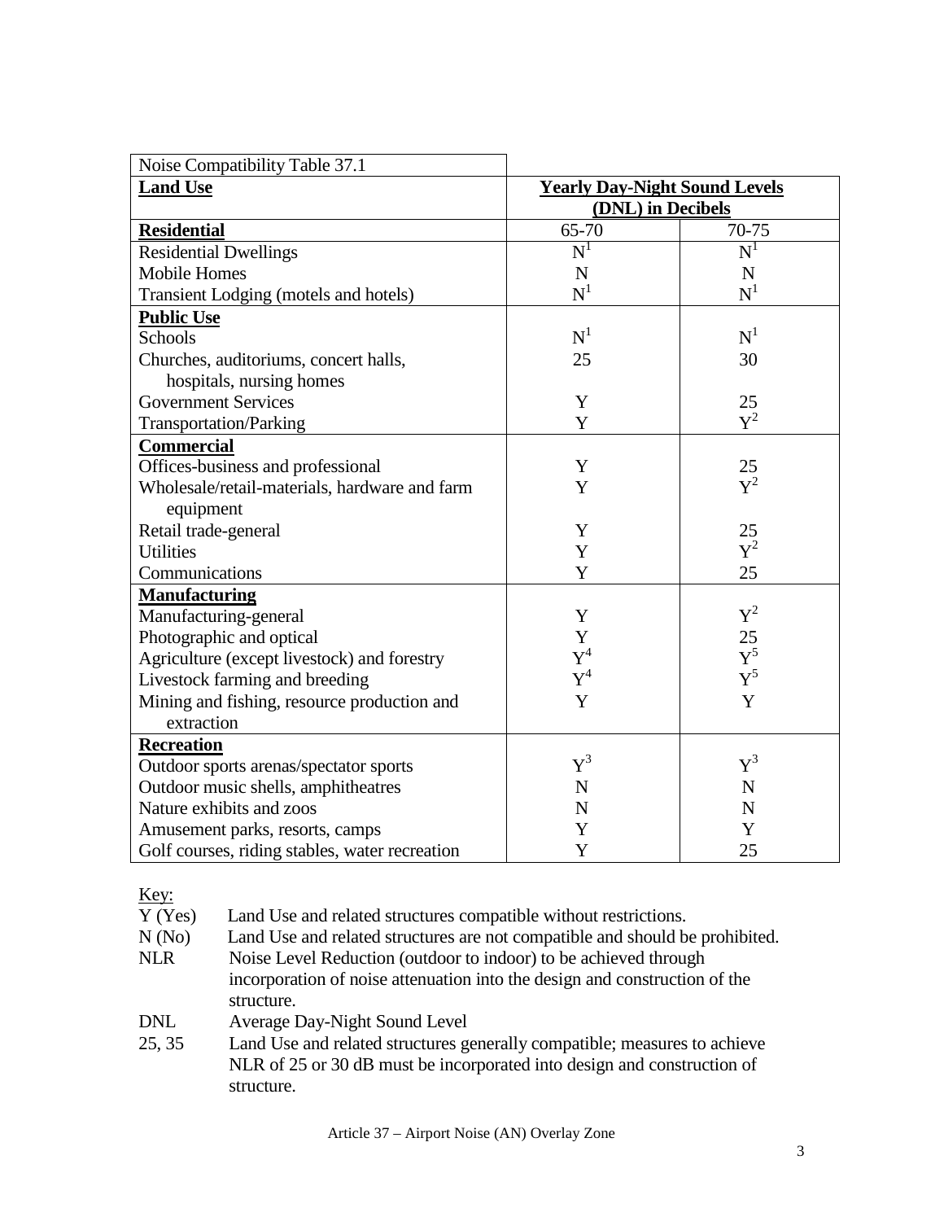| Noise Compatibility Table 37.1 | | |
|---|---|---|
| **Land Use** | **Yearly Day-Night Sound Levels (DNL) in Decibels** | |
| **Residential** | 65-70 | 70-75 |
| Residential Dwellings | N[1] | N[1] |
| Mobile Homes | N | N |
| Transient Lodging (motels and hotels) | N[1] | N[1] |
| **Public Use** | | |
| Schools | N[1] | N[1] |
| Churches, auditoriums, concert halls, hospitals, nursing homes | 25 | 30 |
| Government Services | Y | 25 |
| Transportation/Parking | Y | Y[2] |
| **Commercial** | | |
| Offices-business and professional | Y | 25 |
| Wholesale/retail-materials, hardware and farm equipment | Y | Y[2] |
| Retail trade-general | Y | 25 |
| Utilities | Y | Y[2] |
| Communications | Y | 25 |
| **Manufacturing** | | |
| Manufacturing-general | Y | Y[2] |
| Photographic and optical | Y | 25 |
| Agriculture (except livestock) and forestry | Y[4] | Y[5] |
| Livestock farming and breeding | Y[4] | Y[5] |
| Mining and fishing, resource production and extraction | Y | Y |
| **Recreation** | | |
| Outdoor sports arenas/spectator sports | Y[3] | Y[3] |
| Outdoor music shells, amphitheatres | N | N |
| Nature exhibits and zoos | N | N |
| Amusement parks, resorts, camps | Y | Y |
| Golf courses, riding stables, water recreation | Y | 25 |

Key:

- Y (Yes) Land Use and related structures compatible without restrictions.
- N (No) Land Use and related structures are not compatible and should be prohibited.
- NLR Noise Level Reduction (outdoor to indoor) to be achieved through incorporation of noise attenuation into the design and construction of the structure.
- DNL Average Day-Night Sound Level
- 25, 35 Land Use and related structures generally compatible; measures to achieve NLR of 25 or 30 dB must be incorporated into design and construction of structure.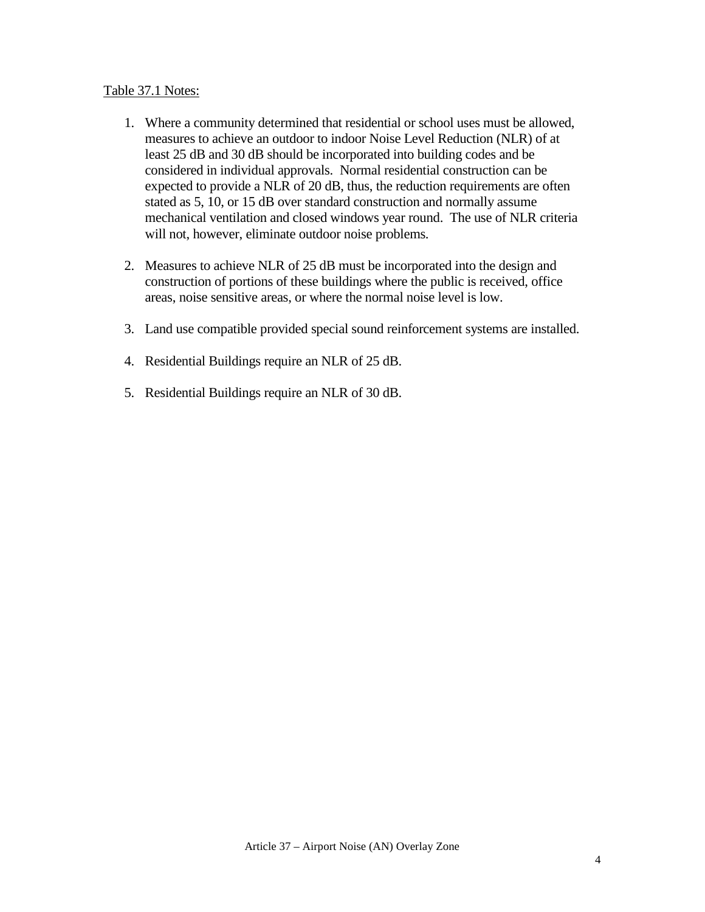Table 37.1 Notes:

1. Where a community determined that residential or school uses must be allowed, measures to achieve an outdoor to indoor Noise Level Reduction (NLR) of at least 25 dB and 30 dB should be incorporated into building codes and be considered in individual approvals. Normal residential construction can be expected to provide a NLR of 20 dB, thus, the reduction requirements are often stated as 5, 10, or 15 dB over standard construction and normally assume mechanical ventilation and closed windows year round. The use of NLR criteria will not, however, eliminate outdoor noise problems.

2. Measures to achieve NLR of 25 dB must be incorporated into the design and construction of portions of these buildings where the public is received, office areas, noise sensitive areas, or where the normal noise level is low.

3. Land use compatible provided special sound reinforcement systems are installed.

4. Residential Buildings require an NLR of 25 dB.

5. Residential Buildings require an NLR of 30 dB.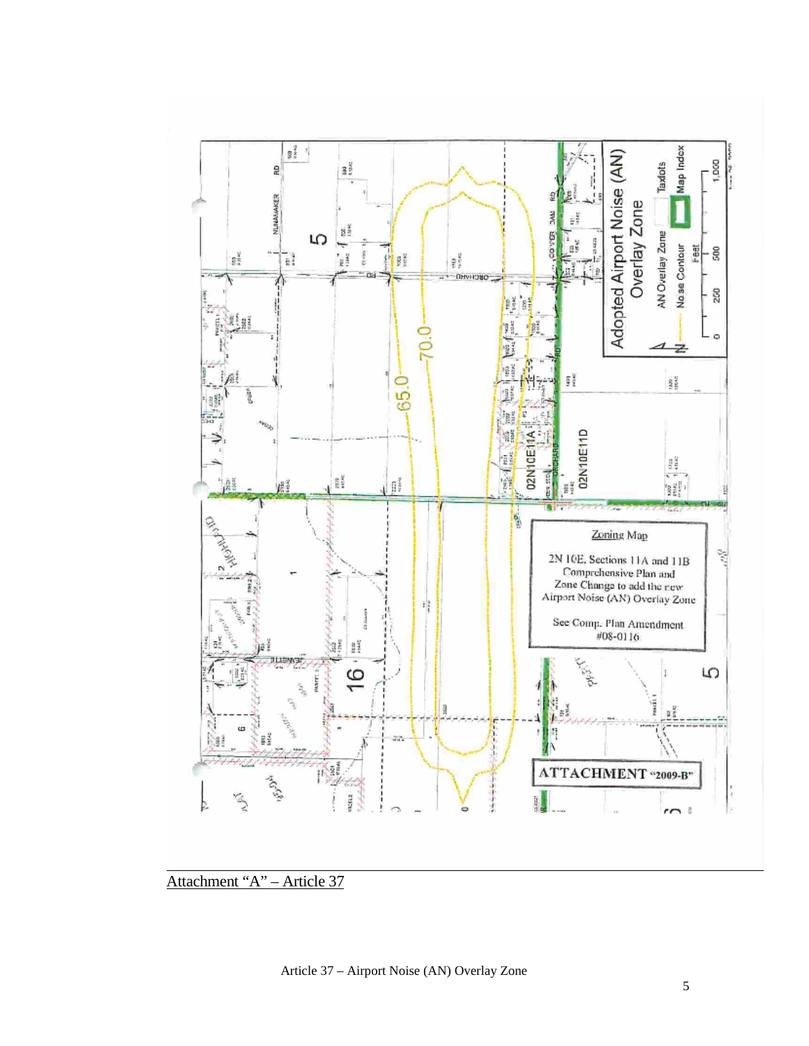Adopted Airport Noise (AN) Overlay Zone

AN Overlay Zone

Noise Contour

Taxlots

Map Index

Feet

0 250 500 1,000

N

65.0

70.0

5

16

1

5

02N10E11A

02N10E11D

ORCHARD RD

NUNAMAKER RD

HIGHLAND RD

Zoning Map

2N 10E, Sections 11A and 11B Comprehensive Plan and Zone Change to add the new Airport Noise (AN) Overlay Zone

See Comp. Plan Amendment #08-0116

ATTACHMENT "2009-B"

Attachment "A" – Article 37